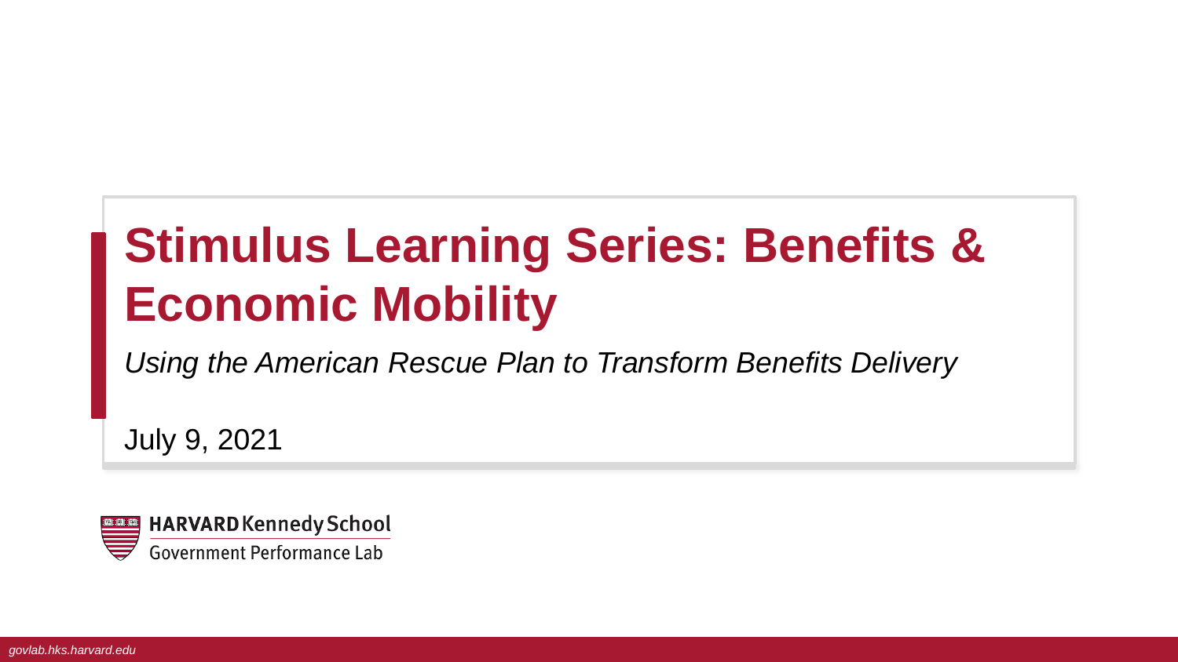# Stimulus Learning Series: Benefits & Economic Mobility

*Using the American Rescue Plan to Transform Benefits Delivery*

July 9, 2021

HARVARD Kennedy School
Government Performance Lab

*govlab.hks.harvard.edu*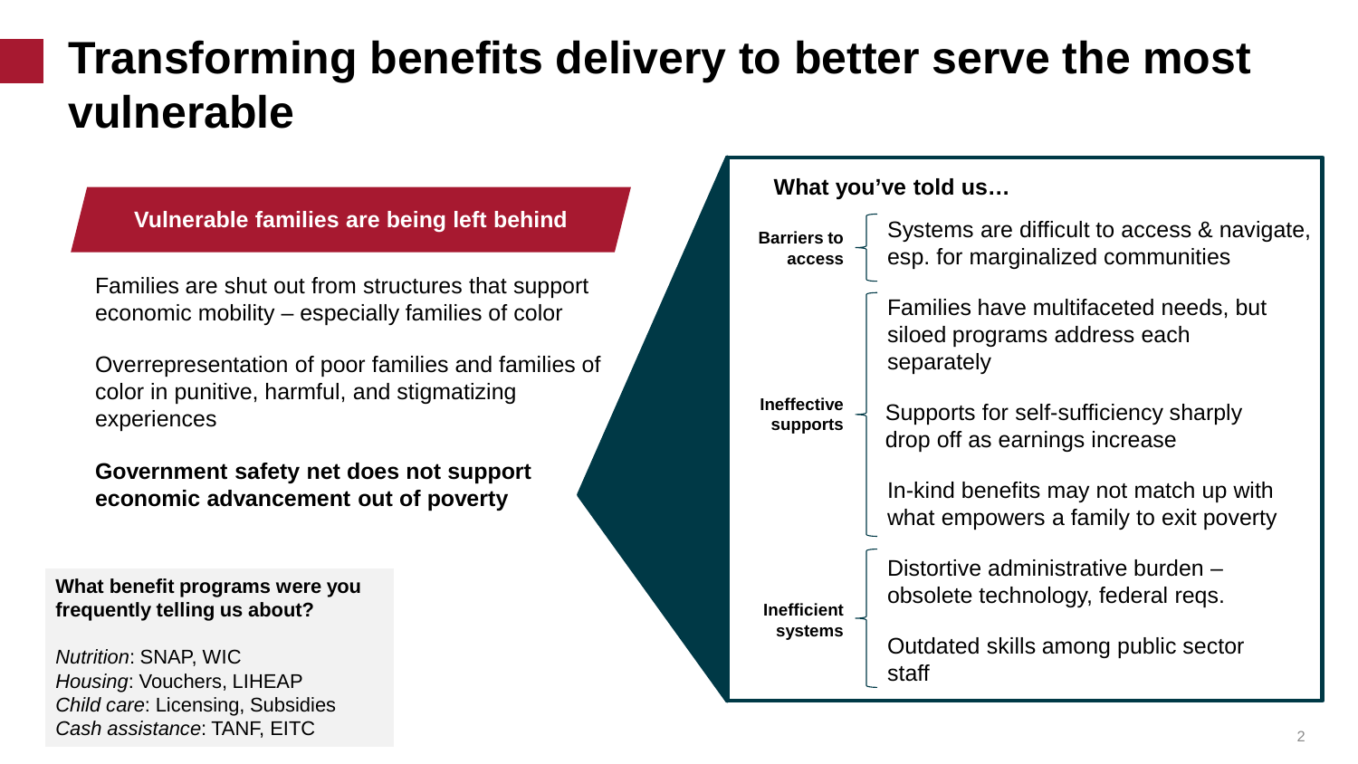# Transforming benefits delivery to better serve the most vulnerable

## Vulnerable families are being left behind

Families are shut out from structures that support economic mobility – especially families of color

Overrepresentation of poor families and families of color in punitive, harmful, and stigmatizing experiences

**Government safety net does not support economic advancement out of poverty**

**What benefit programs were you frequently telling us about?**

*Nutrition*: SNAP, WIC
*Housing*: Vouchers, LIHEAP
*Child care*: Licensing, Subsidies
*Cash assistance*: TANF, EITC

**What you've told us…**

**Barriers to access**
- Systems are difficult to access & navigate, esp. for marginalized communities

**Ineffective supports**
- Families have multifaceted needs, but siloed programs address each separately
- Supports for self-sufficiency sharply drop off as earnings increase
- In-kind benefits may not match up with what empowers a family to exit poverty

**Inefficient systems**
- Distortive administrative burden – obsolete technology, federal reqs.
- Outdated skills among public sector staff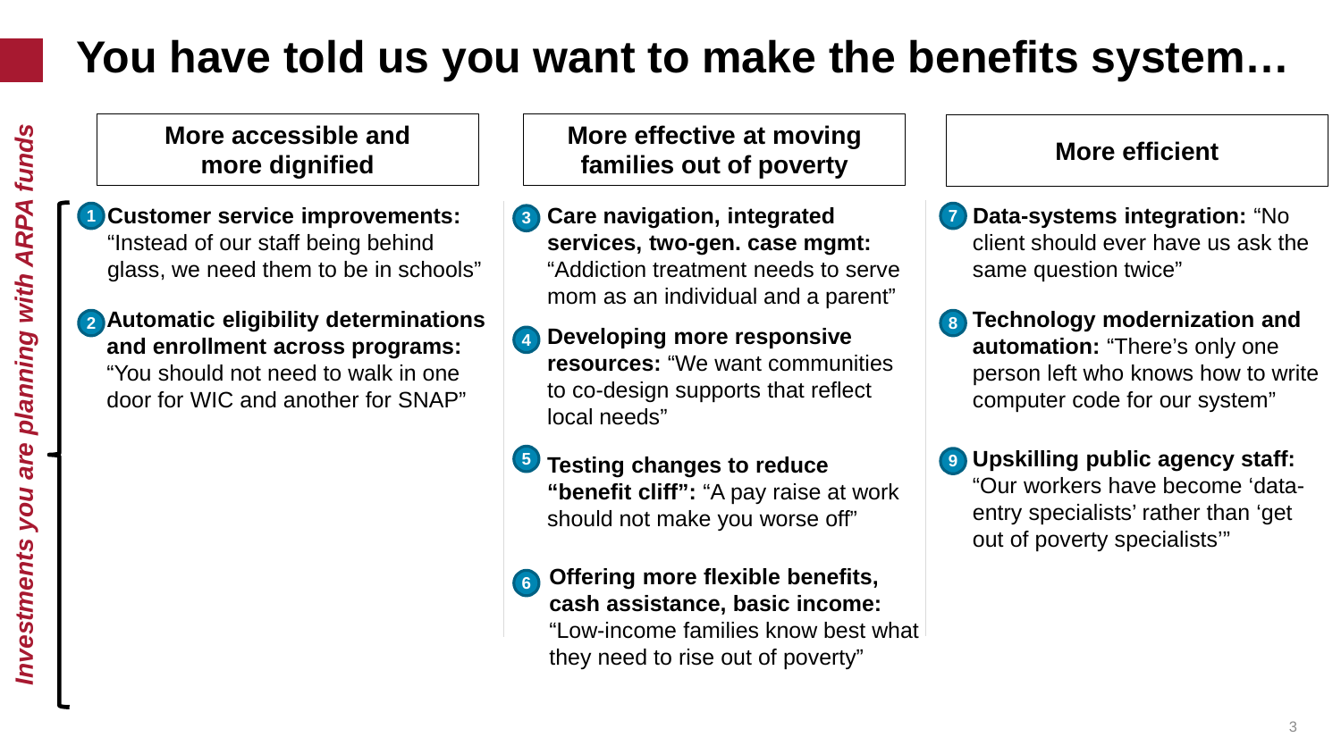# You have told us you want to make the benefits system…

*Investments you are planning with ARPA funds*

## More accessible and more dignified

1. **Customer service improvements:** "Instead of our staff being behind glass, we need them to be in schools"
2. **Automatic eligibility determinations and enrollment across programs:** "You should not need to walk in one door for WIC and another for SNAP"

## More effective at moving families out of poverty

3. **Care navigation, integrated services, two-gen. case mgmt:** "Addiction treatment needs to serve mom as an individual and a parent"
4. **Developing more responsive resources:** "We want communities to co-design supports that reflect local needs"
5. **Testing changes to reduce "benefit cliff":** "A pay raise at work should not make you worse off"
6. **Offering more flexible benefits, cash assistance, basic income:** "Low-income families know best what they need to rise out of poverty"

## More efficient

7. **Data-systems integration:** "No client should ever have us ask the same question twice"
8. **Technology modernization and automation:** "There's only one person left who knows how to write computer code for our system"
9. **Upskilling public agency staff:** "Our workers have become 'data-entry specialists' rather than 'get out of poverty specialists'"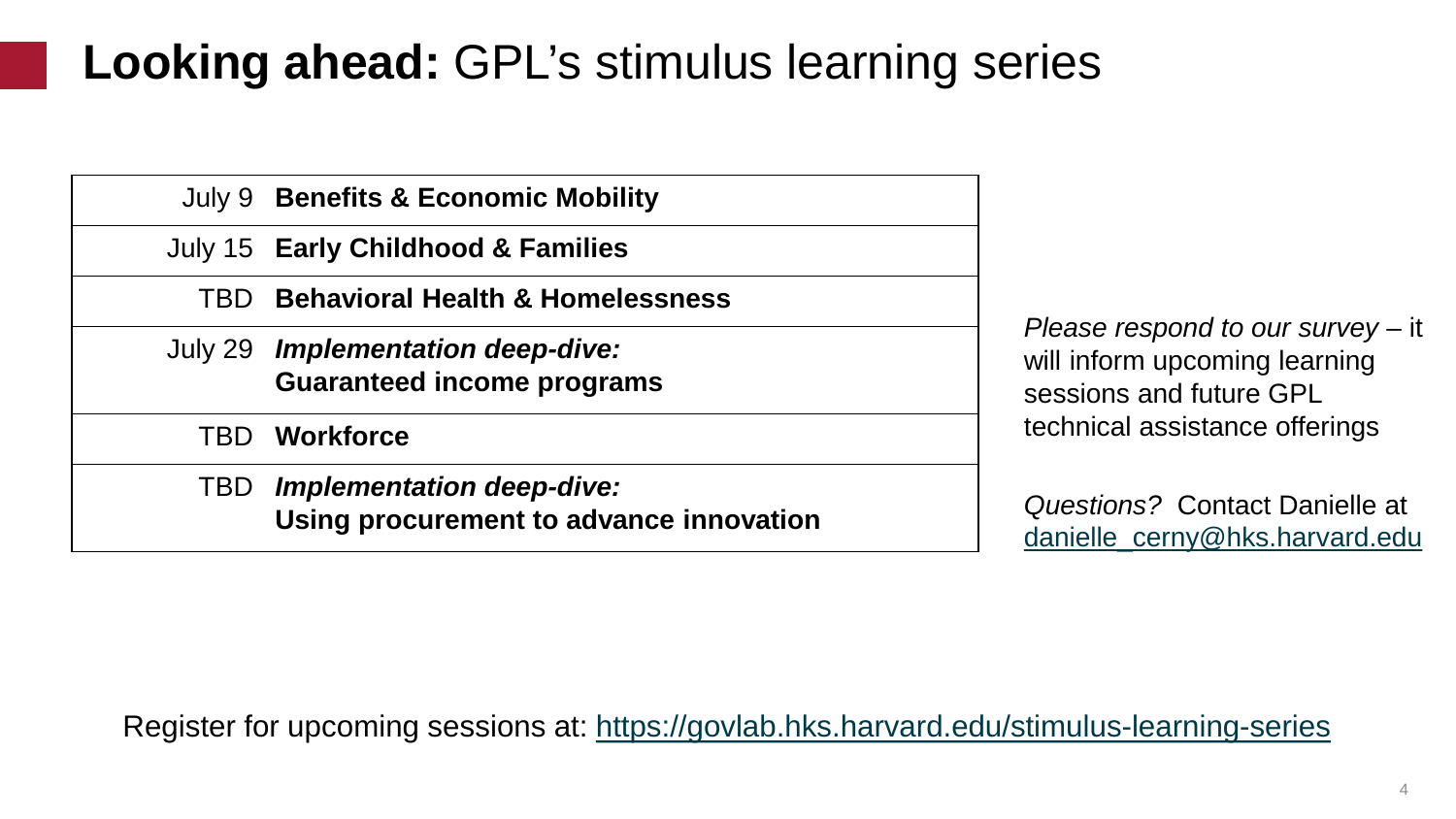# **Looking ahead:** GPL's stimulus learning series

| | |
|---|---|
| July 9 | **Benefits & Economic Mobility** |
| July 15 | **Early Childhood & Families** |
| TBD | **Behavioral Health & Homelessness** |
| July 29 | ***Implementation deep-dive:*** **Guaranteed income programs** |
| TBD | **Workforce** |
| TBD | ***Implementation deep-dive:*** **Using procurement to advance innovation** |

*Please respond to our survey* – it will inform upcoming learning sessions and future GPL technical assistance offerings

*Questions?* Contact Danielle at [danielle_cerny@hks.harvard.edu](mailto:danielle_cerny@hks.harvard.edu)

Register for upcoming sessions at: [https://govlab.hks.harvard.edu/stimulus-learning-series](https://govlab.hks.harvard.edu/stimulus-learning-series)